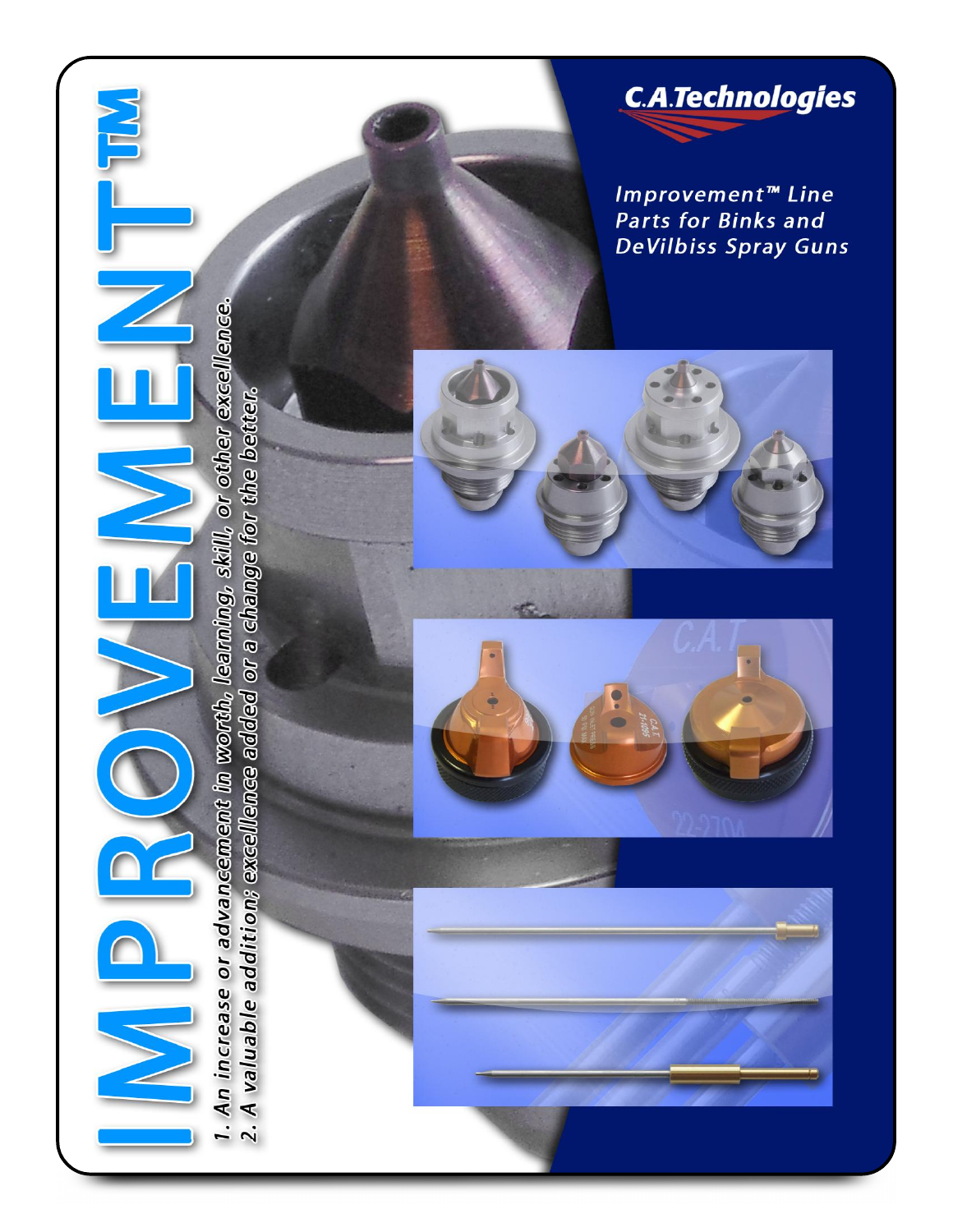# IMPROVEMENT™

*1. An increase or advancement in worth, learning, skill, or other excellence.*
*2. A valuable addition; excellence added or a change for the better.*

**C.A.Technologies**

*Improvement™ Line Parts for Binks and DeVilbiss Spray Guns*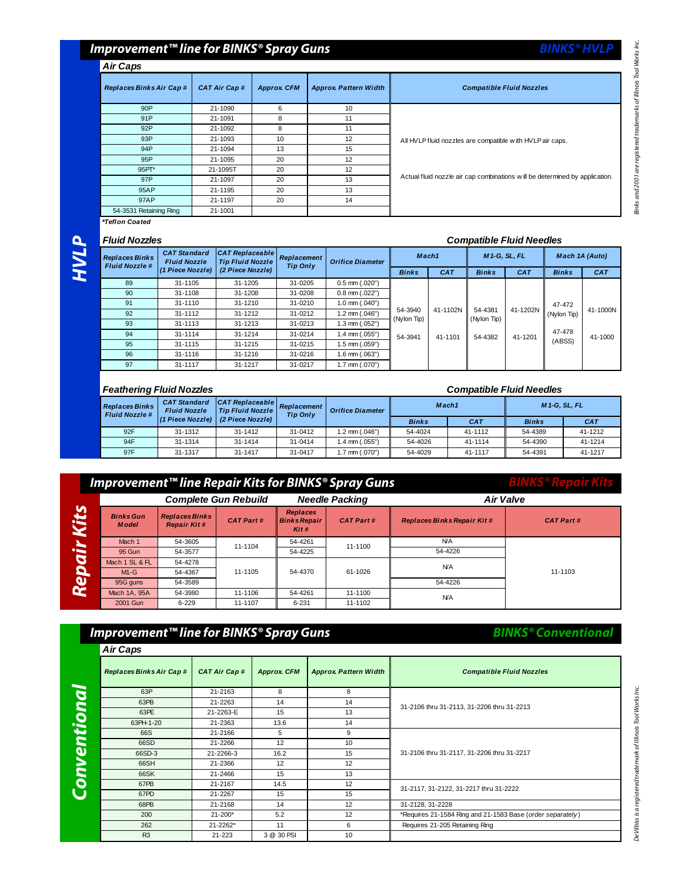# Improvement™ line for BINKS® Spray Guns

**BINKS® HVLP**

## HVLP

### Air Caps

| Replaces Binks Air Cap # | CAT Air Cap # | Approx. CFM | Approx. Pattern Width | Compatible Fluid Nozzles |
|---|---|---|---|---|
| 90P | 21-1090 | 6 | 10 | All HVLP fluid nozzles are compatible with HVLP air caps. Actual fluid nozzle air cap combinations will be determined by application. |
| 91P | 21-1091 | 8 | 11 | |
| 92P | 21-1092 | 8 | 11 | |
| 93P | 21-1093 | 10 | 12 | |
| 94P | 21-1094 | 13 | 15 | |
| 95P | 21-1095 | 20 | 12 | |
| 95PT* | 21-1095T | 20 | 12 | |
| 97P | 21-1097 | 20 | 13 | |
| 95AP | 21-1195 | 20 | 13 | |
| 97AP | 21-1197 | 20 | 14 | |
| 54-3531 Retaining Ring | 21-1001 | | | |

*Teflon Coated

### Fluid Nozzles

| Replaces Binks Fluid Nozzle # | CAT Standard Fluid Nozzle (1 Piece Nozzle) | CAT Replaceable Tip Fluid Nozzle (2 Piece Nozzle) | Replacement Tip Only | Orifice Diameter | Compatible Fluid Needles: Mach1 | | M1-G, SL, FL | | Mach 1A (Auto) | |
|---|---|---|---|---|---|---|---|---|---|---|
| | | | | | Binks | CAT | Binks | CAT | Binks | CAT |
| 89 | 31-1105 | 31-1205 | 31-0205 | 0.5 mm (.020") | 54-3940 (Nylon Tip) / 54-3941 | 41-1102N / 41-1101 | 54-4381 (Nylon Tip) / 54-4382 | 41-1202N / 41-1201 | 47-472 (Nylon Tip) / 47-478 (ABSS) | 41-1000N / 41-1000 |
| 90 | 31-1108 | 31-1208 | 31-0208 | 0.8 mm (.022") | | | | | | |
| 91 | 31-1110 | 31-1210 | 31-0210 | 1.0 mm (.040") | | | | | | |
| 92 | 31-1112 | 31-1212 | 31-0212 | 1.2 mm (.046") | | | | | | |
| 93 | 31-1113 | 31-1213 | 31-0213 | 1.3 mm (.052") | | | | | | |
| 94 | 31-1114 | 31-1214 | 31-0214 | 1.4 mm (.055") | | | | | | |
| 95 | 31-1115 | 31-1215 | 31-0215 | 1.5 mm (.059") | | | | | | |
| 96 | 31-1116 | 31-1216 | 31-0216 | 1.6 mm (.063") | | | | | | |
| 97 | 31-1117 | 31-1217 | 31-0217 | 1.7 mm (.070") | | | | | | |

### Feathering Fluid Nozzles

| Replaces Binks Fluid Nozzle # | CAT Standard Fluid Nozzle (1 Piece Nozzle) | CAT Replaceable Tip Fluid Nozzle (2 Piece Nozzle) | Replacement Tip Only | Orifice Diameter | Compatible Fluid Needles: Mach1 | | M1-G, SL, FL | |
|---|---|---|---|---|---|---|---|---|
| | | | | | Binks | CAT | Binks | CAT |
| 92F | 31-1312 | 31-1412 | 31-0412 | 1.2 mm (.046") | 54-4024 | 41-1112 | 54-4389 | 41-1212 |
| 94F | 31-1314 | 31-1414 | 31-0414 | 1.4 mm (.055") | 54-4026 | 41-1114 | 54-4390 | 41-1214 |
| 97F | 31-1317 | 31-1417 | 31-0417 | 1.7 mm (.070") | 54-4029 | 41-1117 | 54-4391 | 41-1217 |

# Improvement™ line Repair Kits for BINKS® Spray Guns

**BINKS® Repair Kits**

## Repair Kits

| Complete Gun Rebuild: Binks Gun Model | Replaces Binks Repair Kit # | CAT Part # | Needle Packing: Replaces Binks Repair Kit # | CAT Part # | Air Valve: Replaces Binks Repair Kit # | CAT Part # |
|---|---|---|---|---|---|---|
| Mach 1 | 54-3605 | 11-1104 | 54-4261 | 11-1100 | N/A | 11-1103 |
| 95 Gun | 54-3577 | | 54-4225 | | 54-4226 | |
| Mach 1 SL & FL | 54-4278 | 11-1105 | 54-4370 | 61-1026 | N/A | |
| M1-G | 54-4367 | | | | | |
| 95G guns | 54-3589 | | | | 54-4226 | |
| Mach 1A, 95A | 54-3980 | 11-1106 | 54-4261 | 11-1100 | N/A | |
| 2001 Gun | 6-229 | 11-1107 | 6-231 | 11-1102 | | |

# Improvement™ line for BINKS® Spray Guns

**BINKS® Conventional**

## Conventional

### Air Caps

| Replaces Binks Air Cap # | CAT Air Cap # | Approx. CFM | Approx. Pattern Width | Compatible Fluid Nozzles |
|---|---|---|---|---|
| 63P | 21-2163 | 8 | 8 | 31-2106 thru 31-2113, 31-2206 thru 31-2213 |
| 63PB | 21-2263 | 14 | 14 | |
| 63PE | 21-2263-E | 15 | 13 | |
| 63PH-1-20 | 21-2363 | 13.6 | 14 | |
| 66S | 21-2166 | 5 | 9 | 31-2106 thru 31-2117, 31-2206 thru 31-2217 |
| 66SD | 21-2266 | 12 | 10 | |
| 66SD-3 | 21-2266-3 | 16.2 | 15 | |
| 66SH | 21-2366 | 12 | 12 | |
| 66SK | 21-2466 | 15 | 13 | |
| 67PB | 21-2167 | 14.5 | 12 | 31-2117, 31-2122, 31-2217 thru 31-2222 |
| 67PD | 21-2267 | 15 | 15 | |
| 68PB | 21-2168 | 14 | 12 | 31-2128, 31-2228 |
| 200 | 21-200* | 5.2 | 12 | *Requires 21-1584 Ring and 21-1583 Base (*order separately*) |
| 262 | 21-2262* | 11 | 6 | Requires 21-205 Retaining Ring |
| R3 | 21-223 | 3 @ 30 PSI | 10 | |

Binks and 2001 are registered trademarks of Illinois Tool Works Inc.

DeVilbiss is a registered trademark of Illinois Tool Works Inc.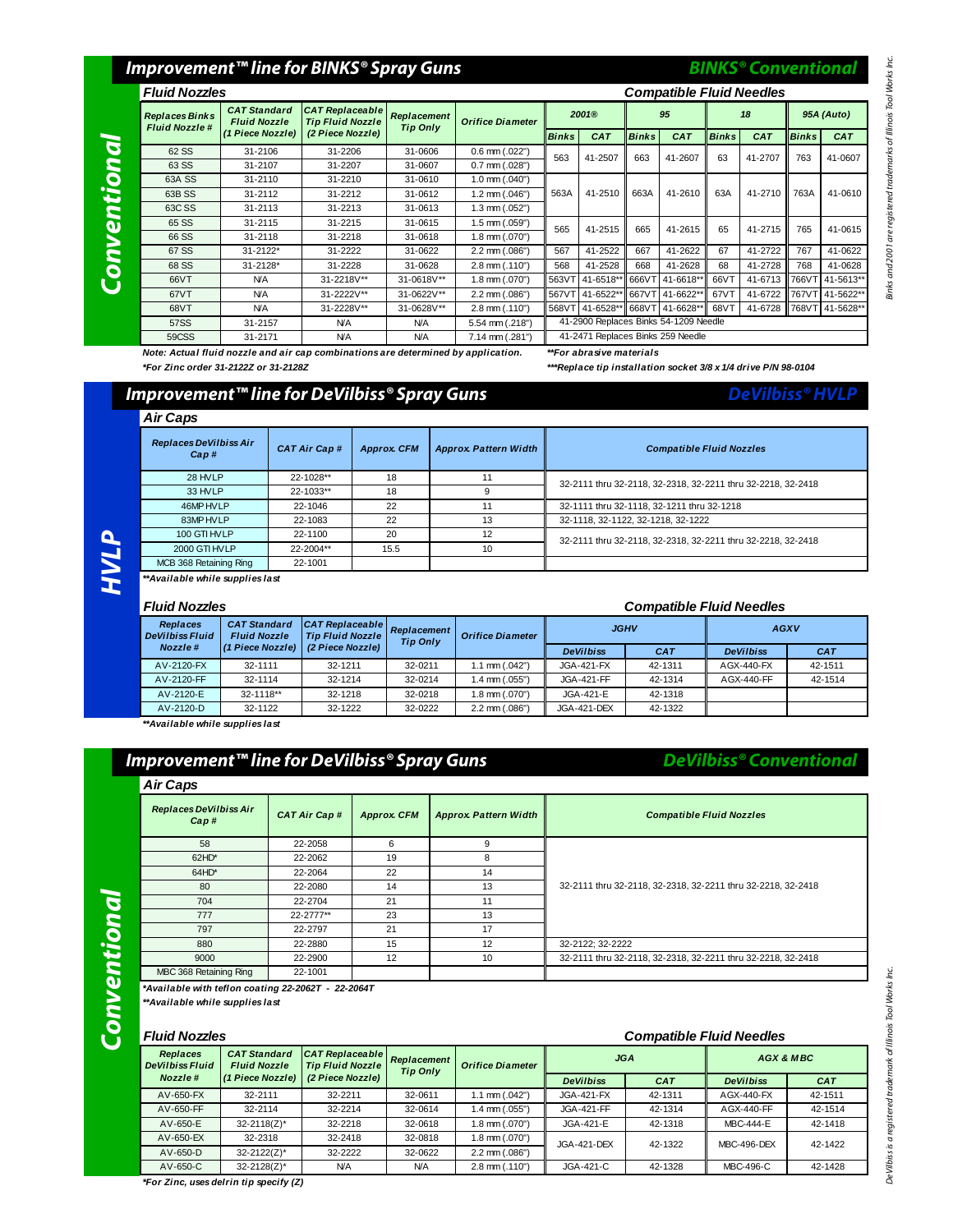## Improvement™ line for BINKS® Spray Guns — BINKS® Conventional

### Fluid Nozzles / Compatible Fluid Needles

| Replaces Binks Fluid Nozzle # | CAT Standard Fluid Nozzle (1 Piece Nozzle) | CAT Replaceable Tip Fluid Nozzle (2 Piece Nozzle) | Replacement Tip Only | Orifice Diameter | 2001® | | 95 | | 18 | | 95A (Auto) | |
|---|---|---|---|---|---|---|---|---|---|---|---|---|
| | | | | | Binks | CAT | Binks | CAT | Binks | CAT | Binks | CAT |
| 62 SS | 31-2106 | 31-2206 | 31-0606 | 0.6 mm (.022") | 563 | 41-2507 | 663 | 41-2607 | 63 | 41-2707 | 763 | 41-0607 |
| 63 SS | 31-2107 | 31-2207 | 31-0607 | 0.7 mm (.028") | | | | | | | | |
| 63A SS | 31-2110 | 31-2210 | 31-0610 | 1.0 mm (.040") | 563A | 41-2510 | 663A | 41-2610 | 63A | 41-2710 | 763A | 41-0610 |
| 63B SS | 31-2112 | 31-2212 | 31-0612 | 1.2 mm (.046") | | | | | | | | |
| 63C SS | 31-2113 | 31-2213 | 31-0613 | 1.3 mm (.052") | | | | | | | | |
| 65 SS | 31-2115 | 31-2215 | 31-0615 | 1.5 mm (.059") | 565 | 41-2515 | 665 | 41-2615 | 65 | 41-2715 | 765 | 41-0615 |
| 66 SS | 31-2118 | 31-2218 | 31-0618 | 1.8 mm (.070") | | | | | | | | |
| 67 SS | 31-2122* | 31-2222 | 31-0622 | 2.2 mm (.086") | 567 | 41-2522 | 667 | 41-2622 | 67 | 41-2722 | 767 | 41-0622 |
| 68 SS | 31-2128* | 31-2228 | 31-0628 | 2.8 mm (.110") | 568 | 41-2528 | 668 | 41-2628 | 68 | 41-2728 | 768 | 41-0628 |
| 66VT | N/A | 31-2218V** | 31-0618V** | 1.8 mm (.070") | 563VT | 41-6518** | 666VT | 41-6618** | 66VT | 41-6713 | 766VT | 41-5613** |
| 67VT | N/A | 31-2222V** | 31-0622V** | 2.2 mm (.086") | 567VT | 41-6522** | 667VT | 41-6622** | 67VT | 41-6722 | 767VT | 41-5622** |
| 68VT | N/A | 31-2228V** | 31-0628V** | 2.8 mm (.110") | 568VT | 41-6528** | 668VT | 41-6628** | 68VT | 41-6728 | 768VT | 41-5628** |
| 57SS | 31-2157 | N/A | N/A | 5.54 mm (.218") | 41-2900 Replaces Binks 54-1209 Needle | | | | | | | |
| 59CSS | 31-2171 | N/A | N/A | 7.14 mm (.281") | 41-2471 Replaces Binks 259 Needle | | | | | | | |

*Note: Actual fluid nozzle and air cap combinations are determined by application.*
*For Zinc order 31-2122Z or 31-2128Z*
**For abrasive materials
***Replace tip installation socket 3/8 x 1/4 drive P/N 98-0104

## Improvement™ line for DeVilbiss® Spray Guns — DeVilbiss® HVLP

### Air Caps

| Replaces DeVilbiss Air Cap # | CAT Air Cap # | Approx. CFM | Approx. Pattern Width | Compatible Fluid Nozzles |
|---|---|---|---|---|
| 28 HVLP | 22-1028** | 18 | 11 | 32-2111 thru 32-2118, 32-2318, 32-2211 thru 32-2218, 32-2418 |
| 33 HVLP | 22-1033** | 18 | 9 | |
| 46MP HVLP | 22-1046 | 22 | 11 | 32-1111 thru 32-1118, 32-1211 thru 32-1218 |
| 83MP HVLP | 22-1083 | 22 | 13 | 32-1118, 32-1122, 32-1218, 32-1222 |
| 100 GTI HVLP | 22-1100 | 20 | 12 | 32-2111 thru 32-2118, 32-2318, 32-2211 thru 32-2218, 32-2418 |
| 2000 GTI HVLP | 22-2004** | 15.5 | 10 | |
| MCB 368 Retaining Ring | 22-1001 | | | |

**Available while supplies last

### Fluid Nozzles / Compatible Fluid Needles

| Replaces DeVilbiss Fluid Nozzle # | CAT Standard Fluid Nozzle (1 Piece Nozzle) | CAT Replaceable Tip Fluid Nozzle (2 Piece Nozzle) | Replacement Tip Only | Orifice Diameter | JGHV | | AGXV | |
|---|---|---|---|---|---|---|---|---|
| | | | | | DeVilbiss | CAT | DeVilbiss | CAT |
| AV-2120-FX | 32-1111 | 32-1211 | 32-0211 | 1.1 mm (.042") | JGA-421-FX | 42-1311 | AGX-440-FX | 42-1511 |
| AV-2120-FF | 32-1114 | 32-1214 | 32-0214 | 1.4 mm (.055") | JGA-421-FF | 42-1314 | AGX-440-FF | 42-1514 |
| AV-2120-E | 32-1118** | 32-1218 | 32-0218 | 1.8 mm (.070") | JGA-421-E | 42-1318 | | |
| AV-2120-D | 32-1122 | 32-1222 | 32-0222 | 2.2 mm (.086") | JGA-421-DEX | 42-1322 | | |

**Available while supplies last

## Improvement™ line for DeVilbiss® Spray Guns — DeVilbiss® Conventional

### Air Caps

| Replaces DeVilbiss Air Cap # | CAT Air Cap # | Approx. CFM | Approx. Pattern Width | Compatible Fluid Nozzles |
|---|---|---|---|---|
| 58 | 22-2058 | 6 | 9 | 32-2111 thru 32-2118, 32-2318, 32-2211 thru 32-2218, 32-2418 |
| 62HD* | 22-2062 | 19 | 8 | |
| 64HD* | 22-2064 | 22 | 14 | |
| 80 | 22-2080 | 14 | 13 | |
| 704 | 22-2704 | 21 | 11 | |
| 777 | 22-2777** | 23 | 13 | |
| 797 | 22-2797 | 21 | 17 | |
| 880 | 22-2880 | 15 | 12 | 32-2122; 32-2222 |
| 9000 | 22-2900 | 12 | 10 | 32-2111 thru 32-2118, 32-2318, 32-2211 thru 32-2218, 32-2418 |
| MBC 368 Retaining Ring | 22-1001 | | | |

*Available with teflon coating 22-2062T - 22-2064T
**Available while supplies last

### Fluid Nozzles / Compatible Fluid Needles

| Replaces DeVilbiss Fluid Nozzle # | CAT Standard Fluid Nozzle (1 Piece Nozzle) | CAT Replaceable Tip Fluid Nozzle (2 Piece Nozzle) | Replacement Tip Only | Orifice Diameter | JGA | | AGX & MBC | |
|---|---|---|---|---|---|---|---|---|
| | | | | | DeVilbiss | CAT | DeVilbiss | CAT |
| AV-650-FX | 32-2111 | 32-2211 | 32-0611 | 1.1 mm (.042") | JGA-421-FX | 42-1311 | AGX-440-FX | 42-1511 |
| AV-650-FF | 32-2114 | 32-2214 | 32-0614 | 1.4 mm (.055") | JGA-421-FF | 42-1314 | AGX-440-FF | 42-1514 |
| AV-650-E | 32-2118(Z)* | 32-2218 | 32-0618 | 1.8 mm (.070") | JGA-421-E | 42-1318 | MBC-444-E | 42-1418 |
| AV-650-EX | 32-2318 | 32-2418 | 32-0818 | 1.8 mm (.070") | JGA-421-DEX | 42-1322 | MBC-496-DEX | 42-1422 |
| AV-650-D | 32-2122(Z)* | 32-2222 | 32-0622 | 2.2 mm (.086") | | | | |
| AV-650-C | 32-2128(Z)* | N/A | N/A | 2.8 mm (.110") | JGA-421-C | 42-1328 | MBC-496-C | 42-1428 |

*For Zinc, uses delrin tip specify (Z)

*Binks and 2001 are registered trademarks of Illinois Tool Works Inc.*
*DeVilbiss is a registered trademark of Illinois Tool Works Inc.*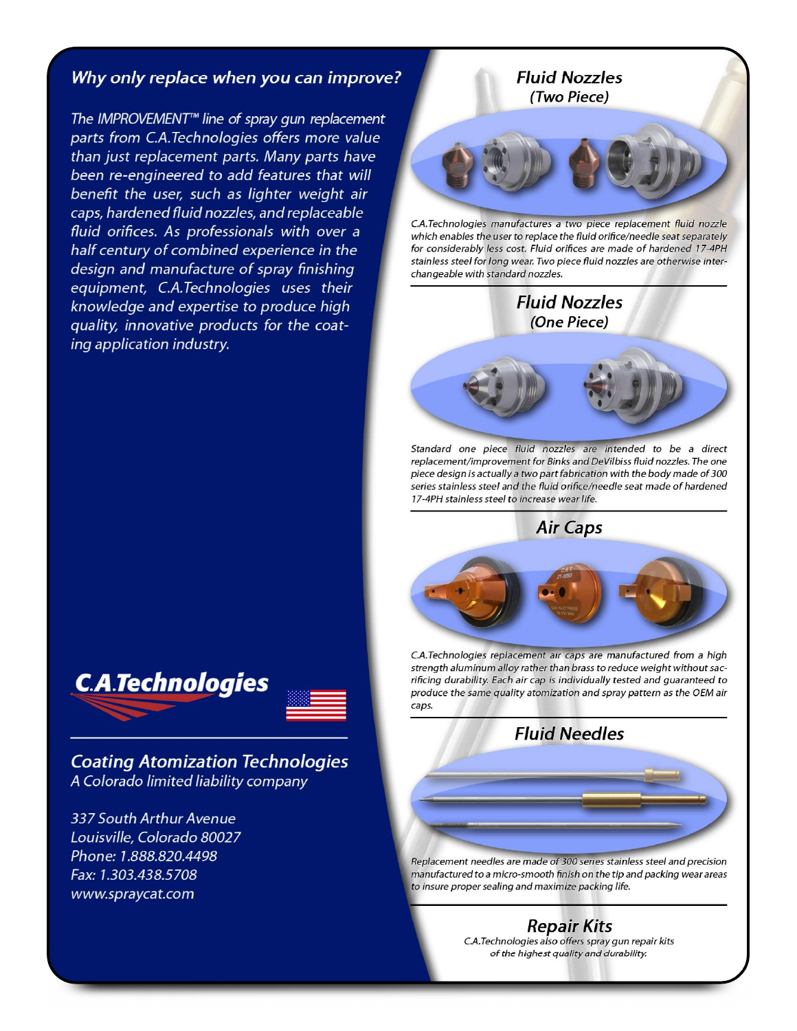## *Why only replace when you can improve?*

*The IMPROVEMENT™ line of spray gun replacement parts from C.A.Technologies offers more value than just replacement parts. Many parts have been re-engineered to add features that will benefit the user, such as lighter weight air caps, hardened fluid nozzles, and replaceable fluid orifices. As professionals with over a half century of combined experience in the design and manufacture of spray finishing equipment, C.A.Technologies uses their knowledge and expertise to produce high quality, innovative products for the coating application industry.*

**C.A.Technologies**

### *Coating Atomization Technologies*

*A Colorado limited liability company*

*337 South Arthur Avenue*
*Louisville, Colorado 80027*
*Phone: 1.888.820.4498*
*Fax: 1.303.438.5708*
*www.spraycat.com*

## *Fluid Nozzles*
### *(Two Piece)*

*C.A.Technologies manufactures a two piece replacement fluid nozzle which enables the user to replace the fluid orifice/needle seat separately for considerably less cost. Fluid orifices are made of hardened 17-4PH stainless steel for long wear. Two piece fluid nozzles are otherwise interchangeable with standard nozzles.*

## *Fluid Nozzles*
### *(One Piece)*

*Standard one piece fluid nozzles are intended to be a direct replacement/improvement for Binks and DeVilbiss fluid nozzles. The one piece design is actually a two part fabrication with the body made of 300 series stainless steel and the fluid orifice/needle seat made of hardened 17-4PH stainless steel to increase wear life.*

## *Air Caps*

*C.A.Technologies replacement air caps are manufactured from a high strength aluminum alloy rather than brass to reduce weight without sacrificing durability. Each air cap is individually tested and guaranteed to produce the same quality atomization and spray pattern as the OEM air caps.*

## *Fluid Needles*

*Replacement needles are made of 300 series stainless steel and precision manufactured to a micro-smooth finish on the tip and packing wear areas to insure proper sealing and maximize packing life.*

## *Repair Kits*

*C.A.Technologies also offers spray gun repair kits of the highest quality and durability.*